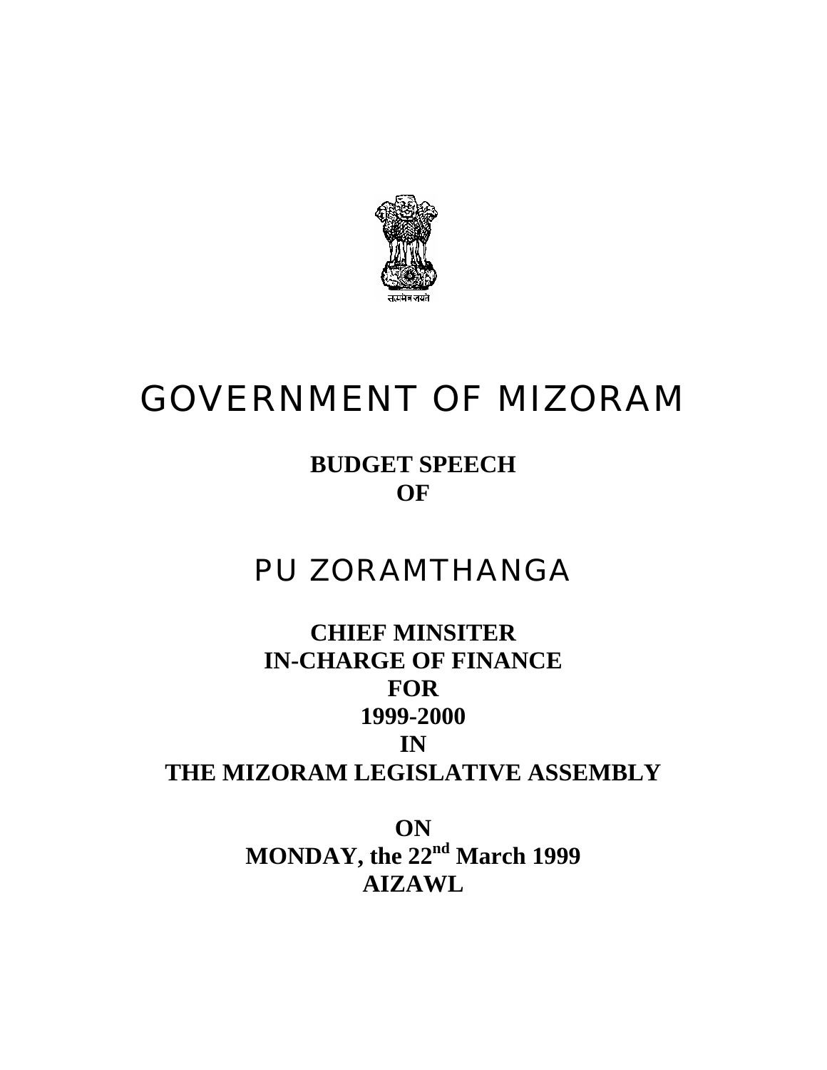सत्यमेव जयते

# GOVERNMENT OF MIZORAM

**BUDGET SPEECH**
**OF**

## PU ZORAMTHANGA

**CHIEF MINSITER**
**IN-CHARGE OF FINANCE**
**FOR**
**1999-2000**
**IN**
**THE MIZORAM LEGISLATIVE ASSEMBLY**

**ON**
**MONDAY, the 22nd March 1999**
**AIZAWL**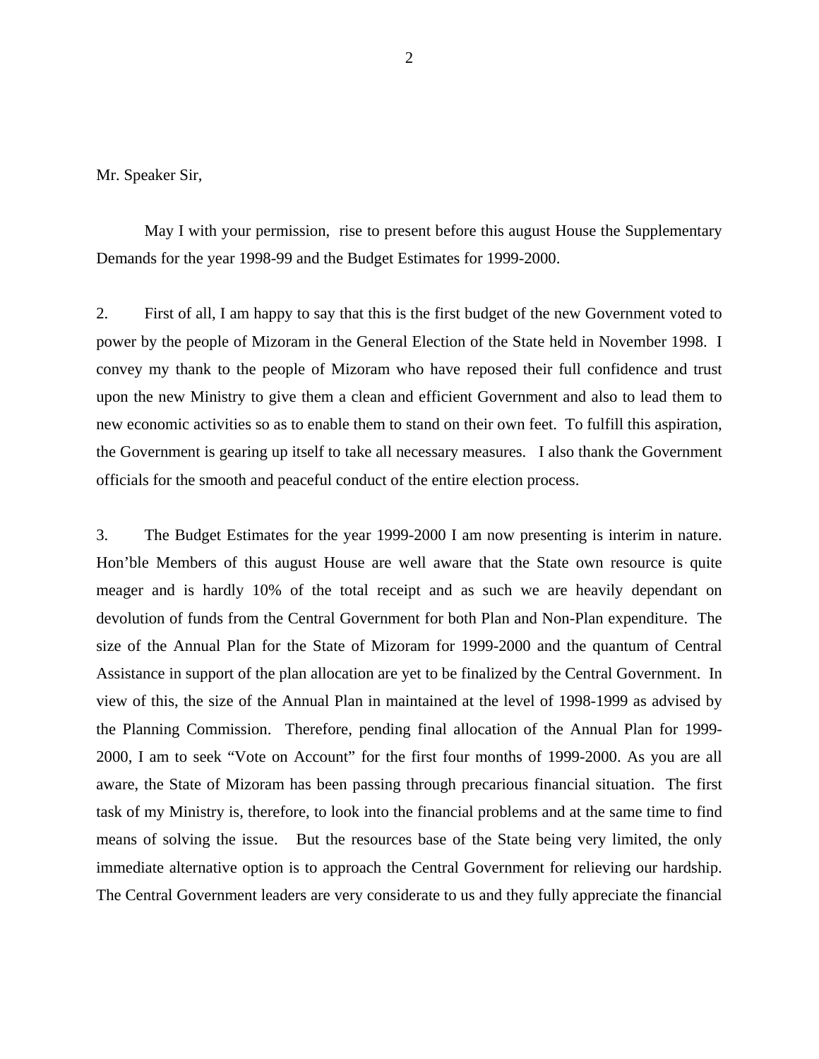Mr. Speaker Sir,

May I with your permission, rise to present before this august House the Supplementary Demands for the year 1998-99 and the Budget Estimates for 1999-2000.

2. First of all, I am happy to say that this is the first budget of the new Government voted to power by the people of Mizoram in the General Election of the State held in November 1998. I convey my thank to the people of Mizoram who have reposed their full confidence and trust upon the new Ministry to give them a clean and efficient Government and also to lead them to new economic activities so as to enable them to stand on their own feet. To fulfill this aspiration, the Government is gearing up itself to take all necessary measures. I also thank the Government officials for the smooth and peaceful conduct of the entire election process.

3. The Budget Estimates for the year 1999-2000 I am now presenting is interim in nature. Hon'ble Members of this august House are well aware that the State own resource is quite meager and is hardly 10% of the total receipt and as such we are heavily dependant on devolution of funds from the Central Government for both Plan and Non-Plan expenditure. The size of the Annual Plan for the State of Mizoram for 1999-2000 and the quantum of Central Assistance in support of the plan allocation are yet to be finalized by the Central Government. In view of this, the size of the Annual Plan in maintained at the level of 1998-1999 as advised by the Planning Commission. Therefore, pending final allocation of the Annual Plan for 1999-2000, I am to seek "Vote on Account" for the first four months of 1999-2000. As you are all aware, the State of Mizoram has been passing through precarious financial situation. The first task of my Ministry is, therefore, to look into the financial problems and at the same time to find means of solving the issue. But the resources base of the State being very limited, the only immediate alternative option is to approach the Central Government for relieving our hardship. The Central Government leaders are very considerate to us and they fully appreciate the financial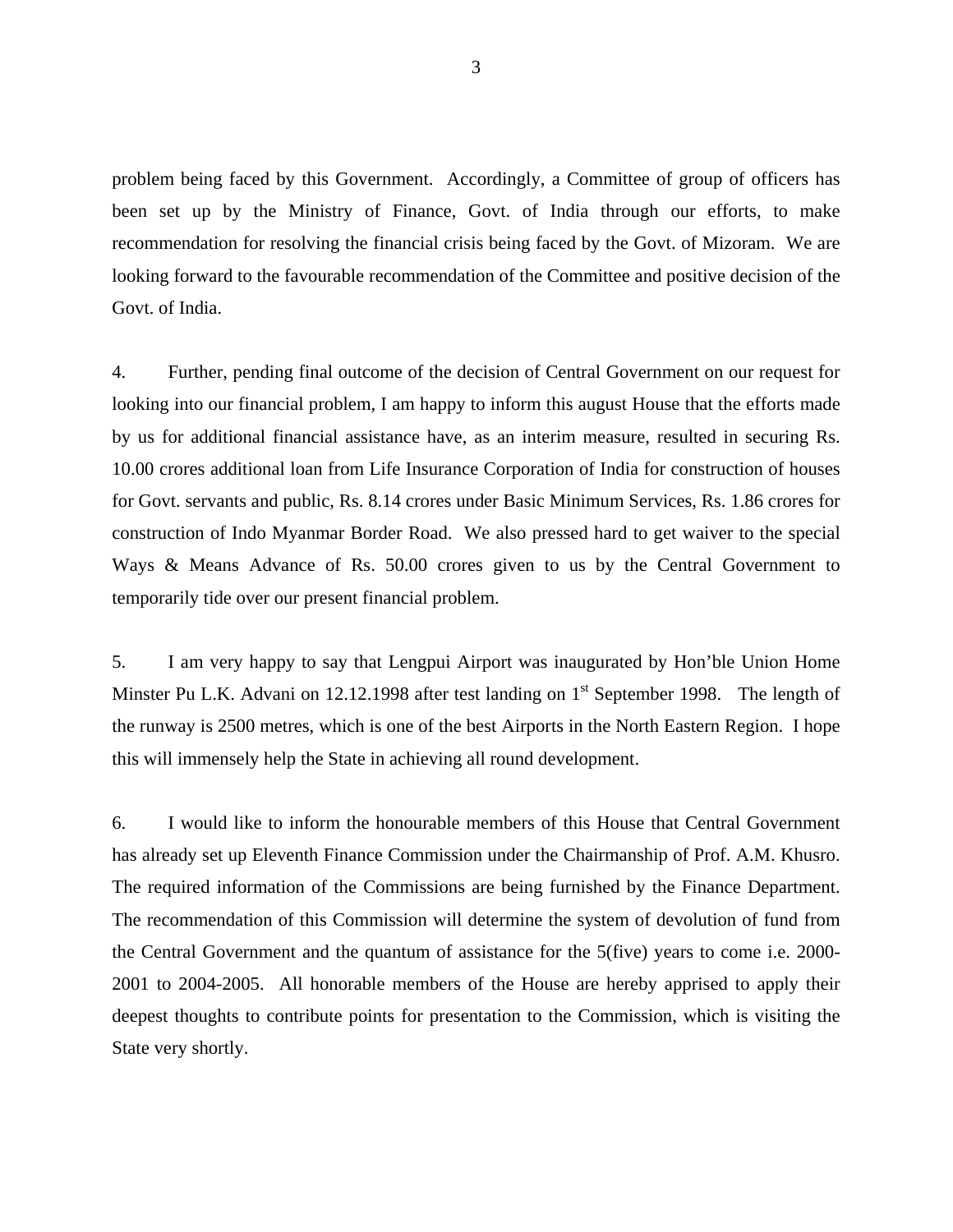problem being faced by this Government. Accordingly, a Committee of group of officers has been set up by the Ministry of Finance, Govt. of India through our efforts, to make recommendation for resolving the financial crisis being faced by the Govt. of Mizoram. We are looking forward to the favourable recommendation of the Committee and positive decision of the Govt. of India.

4. Further, pending final outcome of the decision of Central Government on our request for looking into our financial problem, I am happy to inform this august House that the efforts made by us for additional financial assistance have, as an interim measure, resulted in securing Rs. 10.00 crores additional loan from Life Insurance Corporation of India for construction of houses for Govt. servants and public, Rs. 8.14 crores under Basic Minimum Services, Rs. 1.86 crores for construction of Indo Myanmar Border Road. We also pressed hard to get waiver to the special Ways & Means Advance of Rs. 50.00 crores given to us by the Central Government to temporarily tide over our present financial problem.

5. I am very happy to say that Lengpui Airport was inaugurated by Hon'ble Union Home Minster Pu L.K. Advani on 12.12.1998 after test landing on 1st September 1998. The length of the runway is 2500 metres, which is one of the best Airports in the North Eastern Region. I hope this will immensely help the State in achieving all round development.

6. I would like to inform the honourable members of this House that Central Government has already set up Eleventh Finance Commission under the Chairmanship of Prof. A.M. Khusro. The required information of the Commissions are being furnished by the Finance Department. The recommendation of this Commission will determine the system of devolution of fund from the Central Government and the quantum of assistance for the 5(five) years to come i.e. 2000-2001 to 2004-2005. All honorable members of the House are hereby apprised to apply their deepest thoughts to contribute points for presentation to the Commission, which is visiting the State very shortly.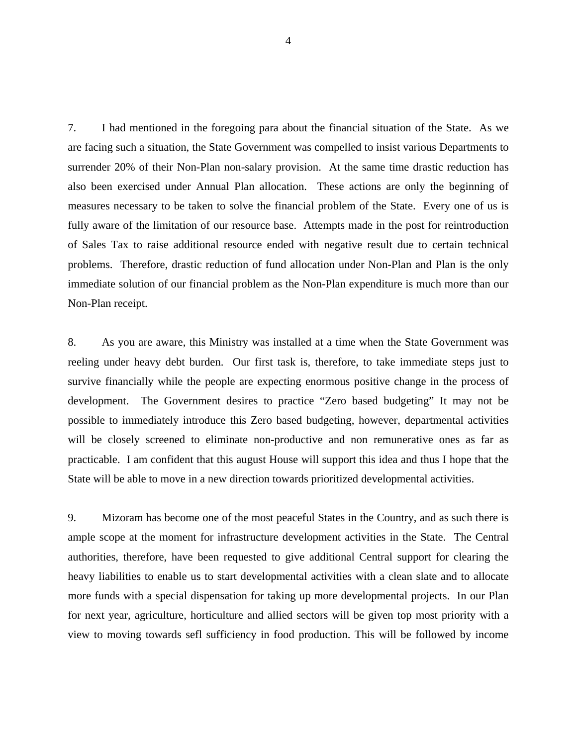7. I had mentioned in the foregoing para about the financial situation of the State. As we are facing such a situation, the State Government was compelled to insist various Departments to surrender 20% of their Non-Plan non-salary provision. At the same time drastic reduction has also been exercised under Annual Plan allocation. These actions are only the beginning of measures necessary to be taken to solve the financial problem of the State. Every one of us is fully aware of the limitation of our resource base. Attempts made in the post for reintroduction of Sales Tax to raise additional resource ended with negative result due to certain technical problems. Therefore, drastic reduction of fund allocation under Non-Plan and Plan is the only immediate solution of our financial problem as the Non-Plan expenditure is much more than our Non-Plan receipt.

8. As you are aware, this Ministry was installed at a time when the State Government was reeling under heavy debt burden. Our first task is, therefore, to take immediate steps just to survive financially while the people are expecting enormous positive change in the process of development. The Government desires to practice "Zero based budgeting" It may not be possible to immediately introduce this Zero based budgeting, however, departmental activities will be closely screened to eliminate non-productive and non remunerative ones as far as practicable. I am confident that this august House will support this idea and thus I hope that the State will be able to move in a new direction towards prioritized developmental activities.

9. Mizoram has become one of the most peaceful States in the Country, and as such there is ample scope at the moment for infrastructure development activities in the State. The Central authorities, therefore, have been requested to give additional Central support for clearing the heavy liabilities to enable us to start developmental activities with a clean slate and to allocate more funds with a special dispensation for taking up more developmental projects. In our Plan for next year, agriculture, horticulture and allied sectors will be given top most priority with a view to moving towards sefl sufficiency in food production. This will be followed by income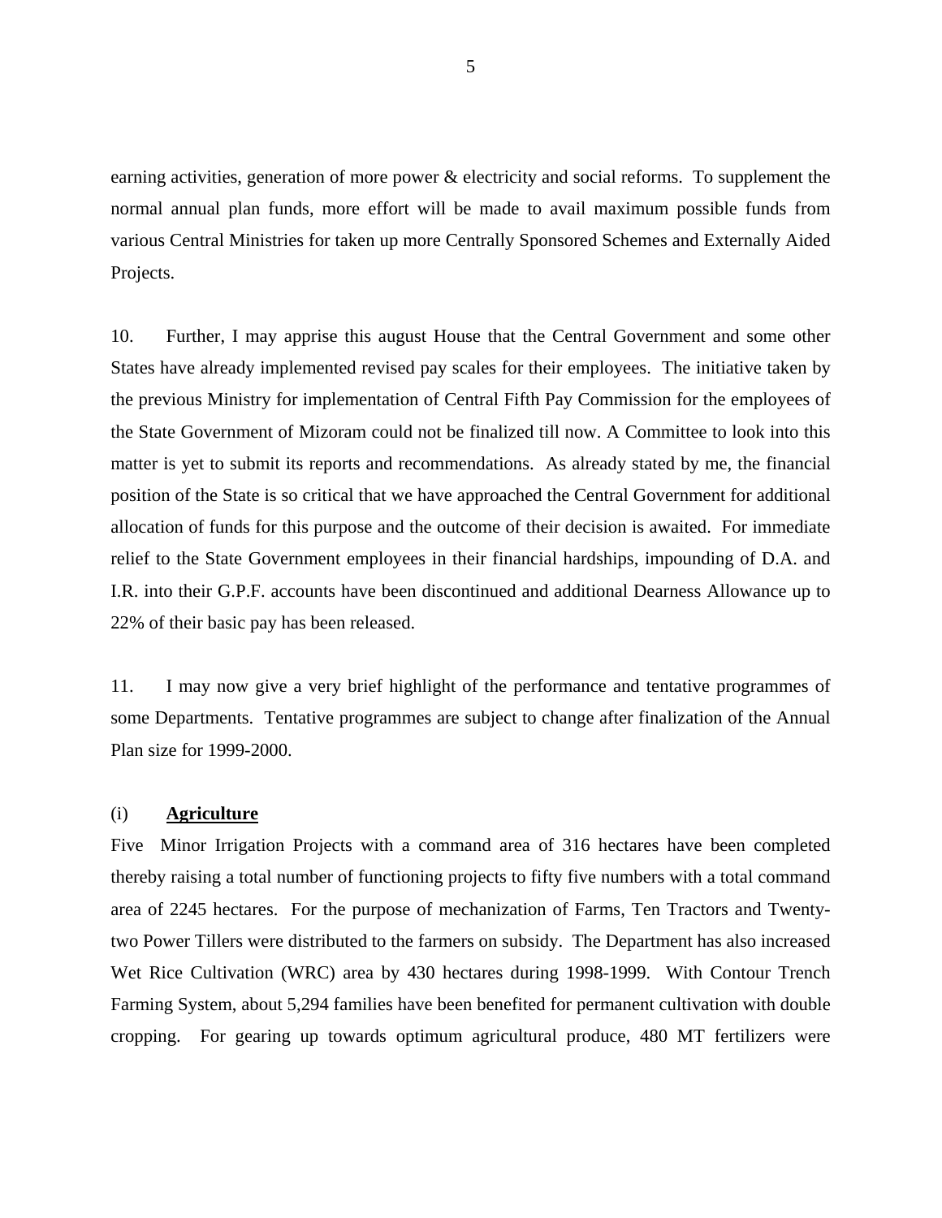earning activities, generation of more power & electricity and social reforms. To supplement the normal annual plan funds, more effort will be made to avail maximum possible funds from various Central Ministries for taken up more Centrally Sponsored Schemes and Externally Aided Projects.

10. Further, I may apprise this august House that the Central Government and some other States have already implemented revised pay scales for their employees. The initiative taken by the previous Ministry for implementation of Central Fifth Pay Commission for the employees of the State Government of Mizoram could not be finalized till now. A Committee to look into this matter is yet to submit its reports and recommendations. As already stated by me, the financial position of the State is so critical that we have approached the Central Government for additional allocation of funds for this purpose and the outcome of their decision is awaited. For immediate relief to the State Government employees in their financial hardships, impounding of D.A. and I.R. into their G.P.F. accounts have been discontinued and additional Dearness Allowance up to 22% of their basic pay has been released.

11. I may now give a very brief highlight of the performance and tentative programmes of some Departments. Tentative programmes are subject to change after finalization of the Annual Plan size for 1999-2000.

(i) **Agriculture**

Five Minor Irrigation Projects with a command area of 316 hectares have been completed thereby raising a total number of functioning projects to fifty five numbers with a total command area of 2245 hectares. For the purpose of mechanization of Farms, Ten Tractors and Twenty-two Power Tillers were distributed to the farmers on subsidy. The Department has also increased Wet Rice Cultivation (WRC) area by 430 hectares during 1998-1999. With Contour Trench Farming System, about 5,294 families have been benefited for permanent cultivation with double cropping. For gearing up towards optimum agricultural produce, 480 MT fertilizers were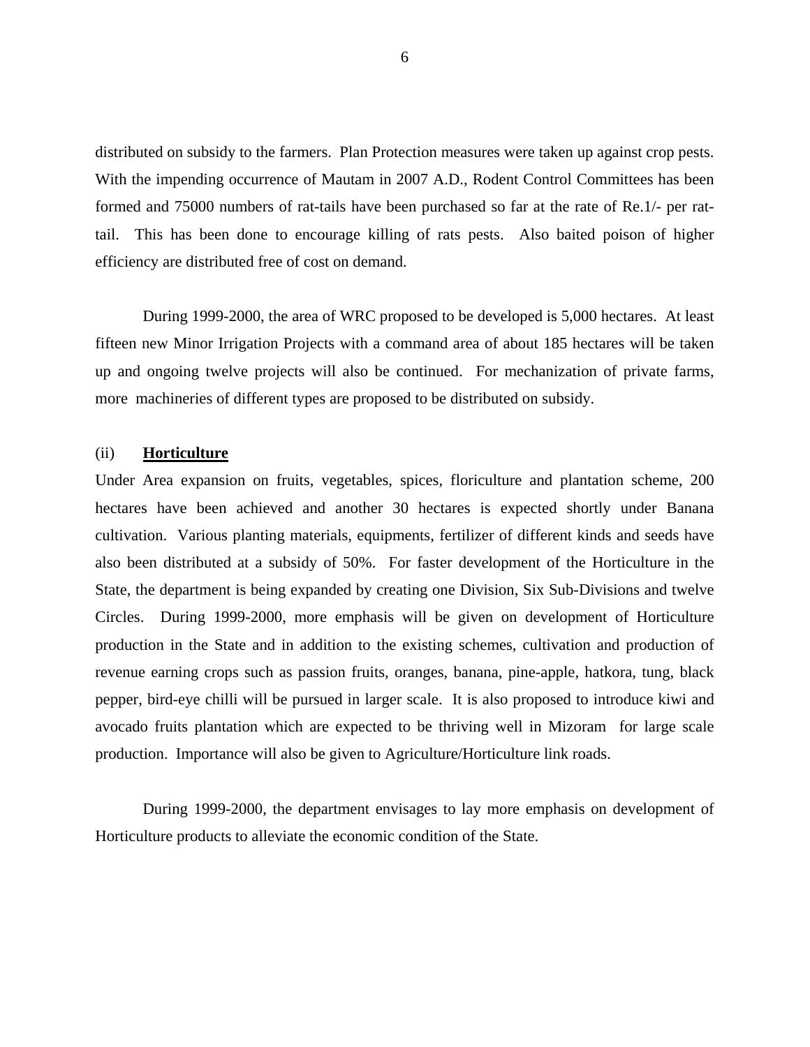distributed on subsidy to the farmers. Plan Protection measures were taken up against crop pests. With the impending occurrence of Mautam in 2007 A.D., Rodent Control Committees has been formed and 75000 numbers of rat-tails have been purchased so far at the rate of Re.1/- per rat-tail. This has been done to encourage killing of rats pests. Also baited poison of higher efficiency are distributed free of cost on demand.

During 1999-2000, the area of WRC proposed to be developed is 5,000 hectares. At least fifteen new Minor Irrigation Projects with a command area of about 185 hectares will be taken up and ongoing twelve projects will also be continued. For mechanization of private farms, more machineries of different types are proposed to be distributed on subsidy.

(ii) **<u>Horticulture</u>**

Under Area expansion on fruits, vegetables, spices, floriculture and plantation scheme, 200 hectares have been achieved and another 30 hectares is expected shortly under Banana cultivation. Various planting materials, equipments, fertilizer of different kinds and seeds have also been distributed at a subsidy of 50%. For faster development of the Horticulture in the State, the department is being expanded by creating one Division, Six Sub-Divisions and twelve Circles. During 1999-2000, more emphasis will be given on development of Horticulture production in the State and in addition to the existing schemes, cultivation and production of revenue earning crops such as passion fruits, oranges, banana, pine-apple, hatkora, tung, black pepper, bird-eye chilli will be pursued in larger scale. It is also proposed to introduce kiwi and avocado fruits plantation which are expected to be thriving well in Mizoram for large scale production. Importance will also be given to Agriculture/Horticulture link roads.

During 1999-2000, the department envisages to lay more emphasis on development of Horticulture products to alleviate the economic condition of the State.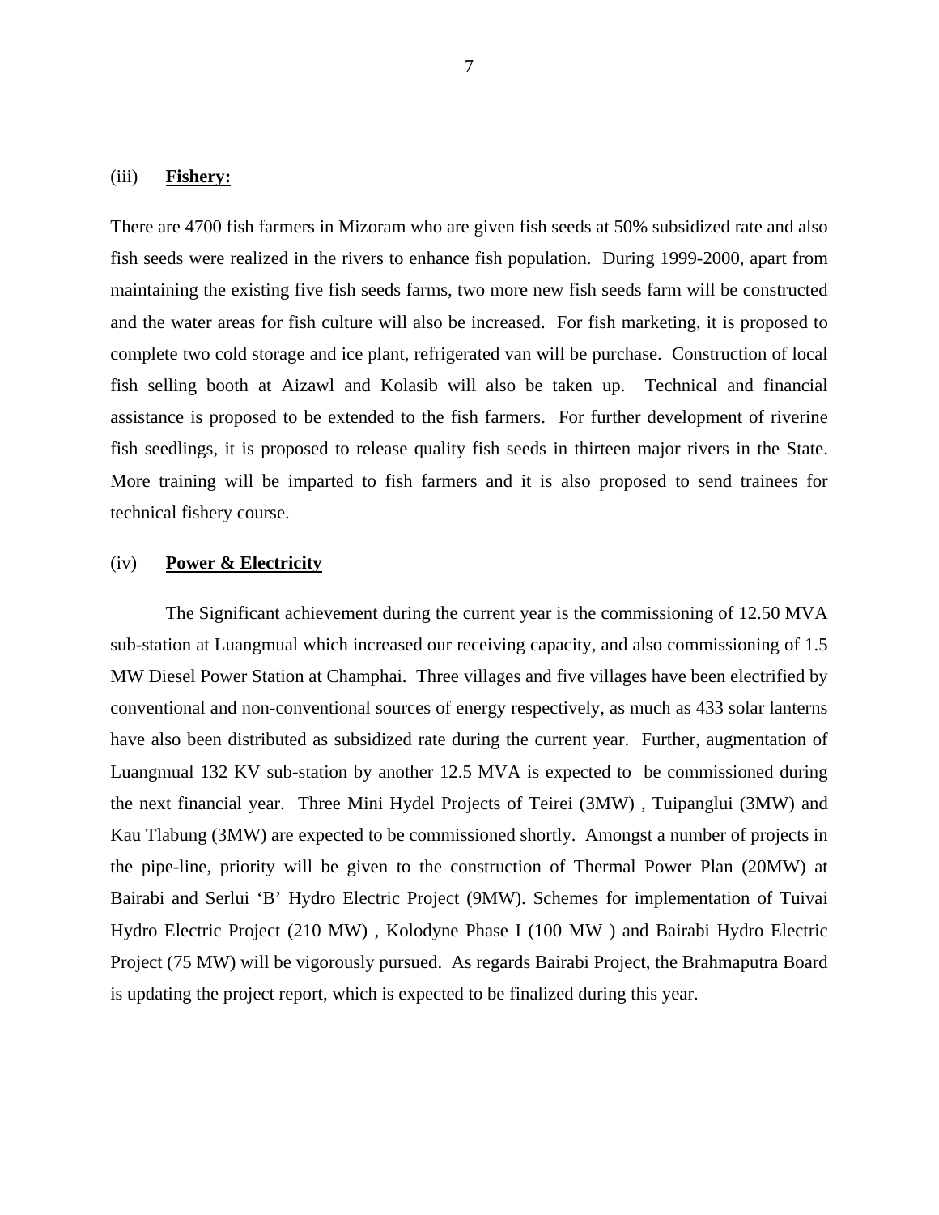(iii) **Fishery:**

There are 4700 fish farmers in Mizoram who are given fish seeds at 50% subsidized rate and also fish seeds were realized in the rivers to enhance fish population. During 1999-2000, apart from maintaining the existing five fish seeds farms, two more new fish seeds farm will be constructed and the water areas for fish culture will also be increased. For fish marketing, it is proposed to complete two cold storage and ice plant, refrigerated van will be purchase. Construction of local fish selling booth at Aizawl and Kolasib will also be taken up. Technical and financial assistance is proposed to be extended to the fish farmers. For further development of riverine fish seedlings, it is proposed to release quality fish seeds in thirteen major rivers in the State. More training will be imparted to fish farmers and it is also proposed to send trainees for technical fishery course.

(iv) **Power & Electricity**

The Significant achievement during the current year is the commissioning of 12.50 MVA sub-station at Luangmual which increased our receiving capacity, and also commissioning of 1.5 MW Diesel Power Station at Champhai. Three villages and five villages have been electrified by conventional and non-conventional sources of energy respectively, as much as 433 solar lanterns have also been distributed as subsidized rate during the current year. Further, augmentation of Luangmual 132 KV sub-station by another 12.5 MVA is expected to be commissioned during the next financial year. Three Mini Hydel Projects of Teirei (3MW) , Tuipanglui (3MW) and Kau Tlabung (3MW) are expected to be commissioned shortly. Amongst a number of projects in the pipe-line, priority will be given to the construction of Thermal Power Plan (20MW) at Bairabi and Serlui 'B' Hydro Electric Project (9MW). Schemes for implementation of Tuivai Hydro Electric Project (210 MW) , Kolodyne Phase I (100 MW ) and Bairabi Hydro Electric Project (75 MW) will be vigorously pursued. As regards Bairabi Project, the Brahmaputra Board is updating the project report, which is expected to be finalized during this year.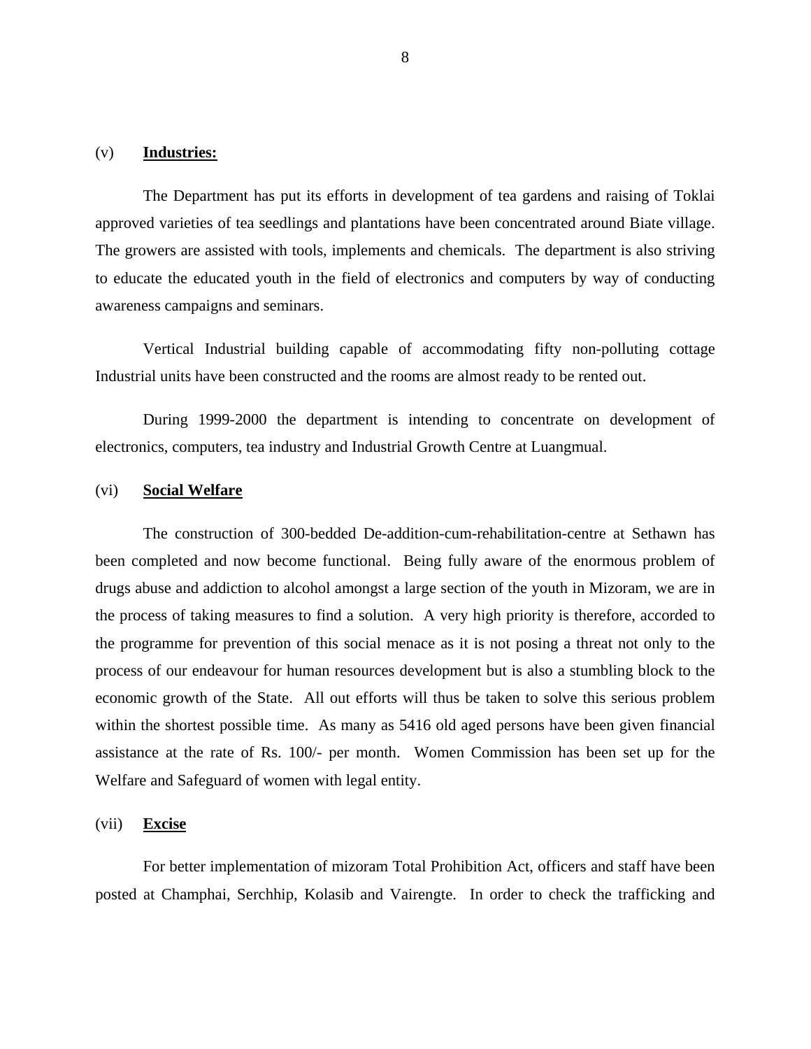(v) **Industries:**

The Department has put its efforts in development of tea gardens and raising of Toklai approved varieties of tea seedlings and plantations have been concentrated around Biate village. The growers are assisted with tools, implements and chemicals. The department is also striving to educate the educated youth in the field of electronics and computers by way of conducting awareness campaigns and seminars.

Vertical Industrial building capable of accommodating fifty non-polluting cottage Industrial units have been constructed and the rooms are almost ready to be rented out.

During 1999-2000 the department is intending to concentrate on development of electronics, computers, tea industry and Industrial Growth Centre at Luangmual.

(vi) **Social Welfare**

The construction of 300-bedded De-addition-cum-rehabilitation-centre at Sethawn has been completed and now become functional. Being fully aware of the enormous problem of drugs abuse and addiction to alcohol amongst a large section of the youth in Mizoram, we are in the process of taking measures to find a solution. A very high priority is therefore, accorded to the programme for prevention of this social menace as it is not posing a threat not only to the process of our endeavour for human resources development but is also a stumbling block to the economic growth of the State. All out efforts will thus be taken to solve this serious problem within the shortest possible time. As many as 5416 old aged persons have been given financial assistance at the rate of Rs. 100/- per month. Women Commission has been set up for the Welfare and Safeguard of women with legal entity.

(vii) **Excise**

For better implementation of mizoram Total Prohibition Act, officers and staff have been posted at Champhai, Serchhip, Kolasib and Vairengte. In order to check the trafficking and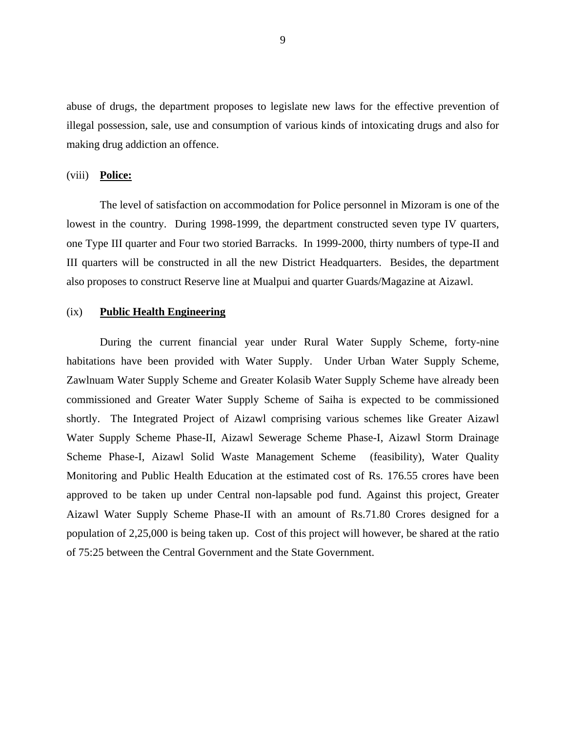abuse of drugs, the department proposes to legislate new laws for the effective prevention of illegal possession, sale, use and consumption of various kinds of intoxicating drugs and also for making drug addiction an offence.

(viii) **Police:**

The level of satisfaction on accommodation for Police personnel in Mizoram is one of the lowest in the country. During 1998-1999, the department constructed seven type IV quarters, one Type III quarter and Four two storied Barracks. In 1999-2000, thirty numbers of type-II and III quarters will be constructed in all the new District Headquarters. Besides, the department also proposes to construct Reserve line at Mualpui and quarter Guards/Magazine at Aizawl.

(ix) **Public Health Engineering**

During the current financial year under Rural Water Supply Scheme, forty-nine habitations have been provided with Water Supply. Under Urban Water Supply Scheme, Zawlnuam Water Supply Scheme and Greater Kolasib Water Supply Scheme have already been commissioned and Greater Water Supply Scheme of Saiha is expected to be commissioned shortly. The Integrated Project of Aizawl comprising various schemes like Greater Aizawl Water Supply Scheme Phase-II, Aizawl Sewerage Scheme Phase-I, Aizawl Storm Drainage Scheme Phase-I, Aizawl Solid Waste Management Scheme (feasibility), Water Quality Monitoring and Public Health Education at the estimated cost of Rs. 176.55 crores have been approved to be taken up under Central non-lapsable pod fund. Against this project, Greater Aizawl Water Supply Scheme Phase-II with an amount of Rs.71.80 Crores designed for a population of 2,25,000 is being taken up. Cost of this project will however, be shared at the ratio of 75:25 between the Central Government and the State Government.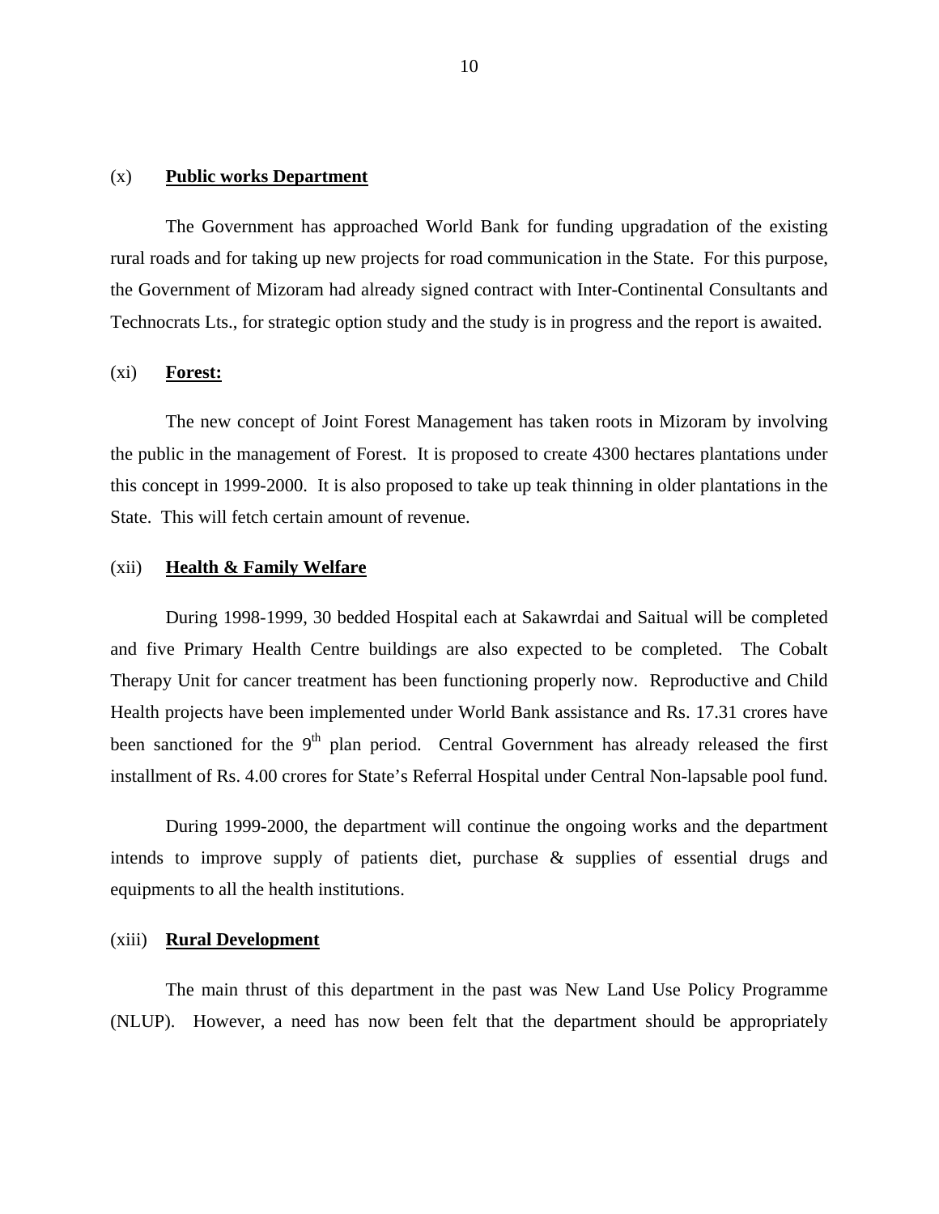(x) **Public works Department**

The Government has approached World Bank for funding upgradation of the existing rural roads and for taking up new projects for road communication in the State. For this purpose, the Government of Mizoram had already signed contract with Inter-Continental Consultants and Technocrats Lts., for strategic option study and the study is in progress and the report is awaited.

(xi) **Forest:**

The new concept of Joint Forest Management has taken roots in Mizoram by involving the public in the management of Forest. It is proposed to create 4300 hectares plantations under this concept in 1999-2000. It is also proposed to take up teak thinning in older plantations in the State. This will fetch certain amount of revenue.

(xii) **Health & Family Welfare**

During 1998-1999, 30 bedded Hospital each at Sakawrdai and Saitual will be completed and five Primary Health Centre buildings are also expected to be completed. The Cobalt Therapy Unit for cancer treatment has been functioning properly now. Reproductive and Child Health projects have been implemented under World Bank assistance and Rs. 17.31 crores have been sanctioned for the 9th plan period. Central Government has already released the first installment of Rs. 4.00 crores for State's Referral Hospital under Central Non-lapsable pool fund.

During 1999-2000, the department will continue the ongoing works and the department intends to improve supply of patients diet, purchase & supplies of essential drugs and equipments to all the health institutions.

(xiii) **Rural Development**

The main thrust of this department in the past was New Land Use Policy Programme (NLUP). However, a need has now been felt that the department should be appropriately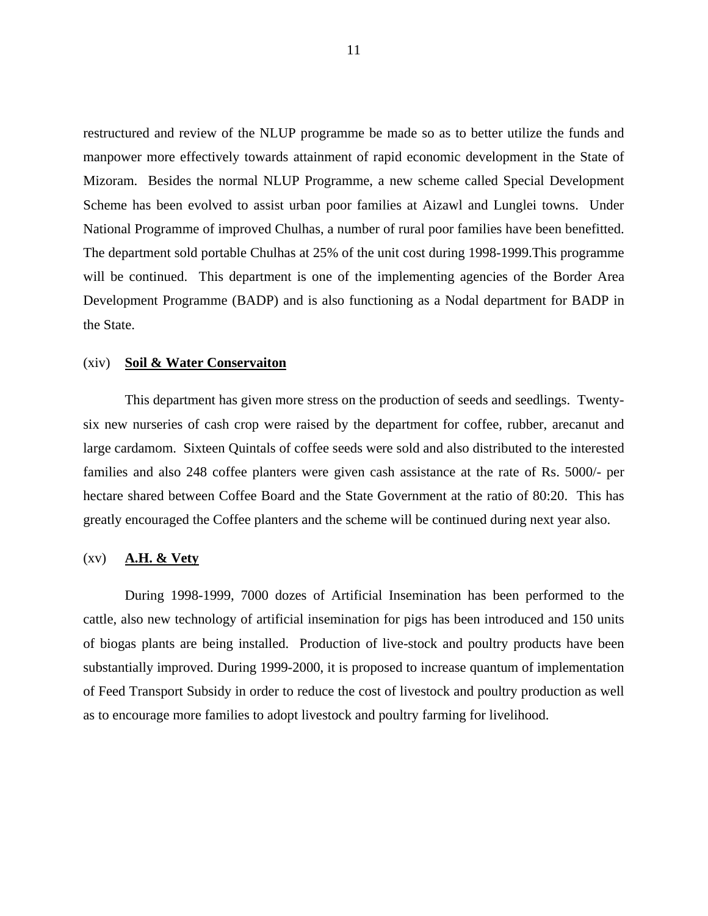restructured and review of the NLUP programme be made so as to better utilize the funds and manpower more effectively towards attainment of rapid economic development in the State of Mizoram. Besides the normal NLUP Programme, a new scheme called Special Development Scheme has been evolved to assist urban poor families at Aizawl and Lunglei towns. Under National Programme of improved Chulhas, a number of rural poor families have been benefitted. The department sold portable Chulhas at 25% of the unit cost during 1998-1999.This programme will be continued. This department is one of the implementing agencies of the Border Area Development Programme (BADP) and is also functioning as a Nodal department for BADP in the State.

(xiv) **Soil & Water Conservaiton**

This department has given more stress on the production of seeds and seedlings. Twenty-six new nurseries of cash crop were raised by the department for coffee, rubber, arecanut and large cardamom. Sixteen Quintals of coffee seeds were sold and also distributed to the interested families and also 248 coffee planters were given cash assistance at the rate of Rs. 5000/- per hectare shared between Coffee Board and the State Government at the ratio of 80:20. This has greatly encouraged the Coffee planters and the scheme will be continued during next year also.

(xv) **A.H. & Vety**

During 1998-1999, 7000 dozes of Artificial Insemination has been performed to the cattle, also new technology of artificial insemination for pigs has been introduced and 150 units of biogas plants are being installed. Production of live-stock and poultry products have been substantially improved. During 1999-2000, it is proposed to increase quantum of implementation of Feed Transport Subsidy in order to reduce the cost of livestock and poultry production as well as to encourage more families to adopt livestock and poultry farming for livelihood.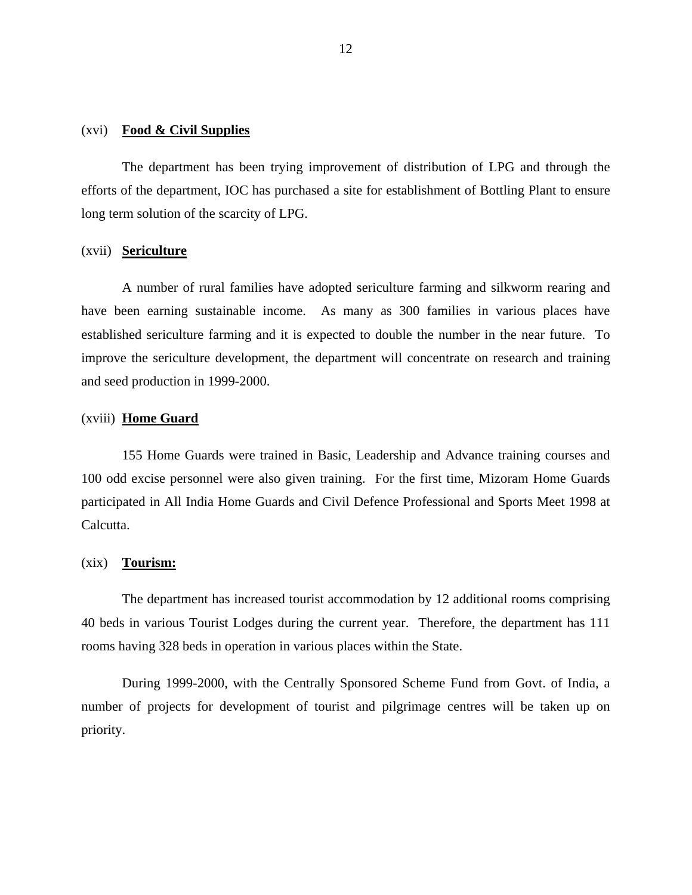(xvi) **Food & Civil Supplies**

The department has been trying improvement of distribution of LPG and through the efforts of the department, IOC has purchased a site for establishment of Bottling Plant to ensure long term solution of the scarcity of LPG.

(xvii) **Sericulture**

A number of rural families have adopted sericulture farming and silkworm rearing and have been earning sustainable income. As many as 300 families in various places have established sericulture farming and it is expected to double the number in the near future. To improve the sericulture development, the department will concentrate on research and training and seed production in 1999-2000.

(xviii) **Home Guard**

155 Home Guards were trained in Basic, Leadership and Advance training courses and 100 odd excise personnel were also given training. For the first time, Mizoram Home Guards participated in All India Home Guards and Civil Defence Professional and Sports Meet 1998 at Calcutta.

(xix) **Tourism:**

The department has increased tourist accommodation by 12 additional rooms comprising 40 beds in various Tourist Lodges during the current year. Therefore, the department has 111 rooms having 328 beds in operation in various places within the State.

During 1999-2000, with the Centrally Sponsored Scheme Fund from Govt. of India, a number of projects for development of tourist and pilgrimage centres will be taken up on priority.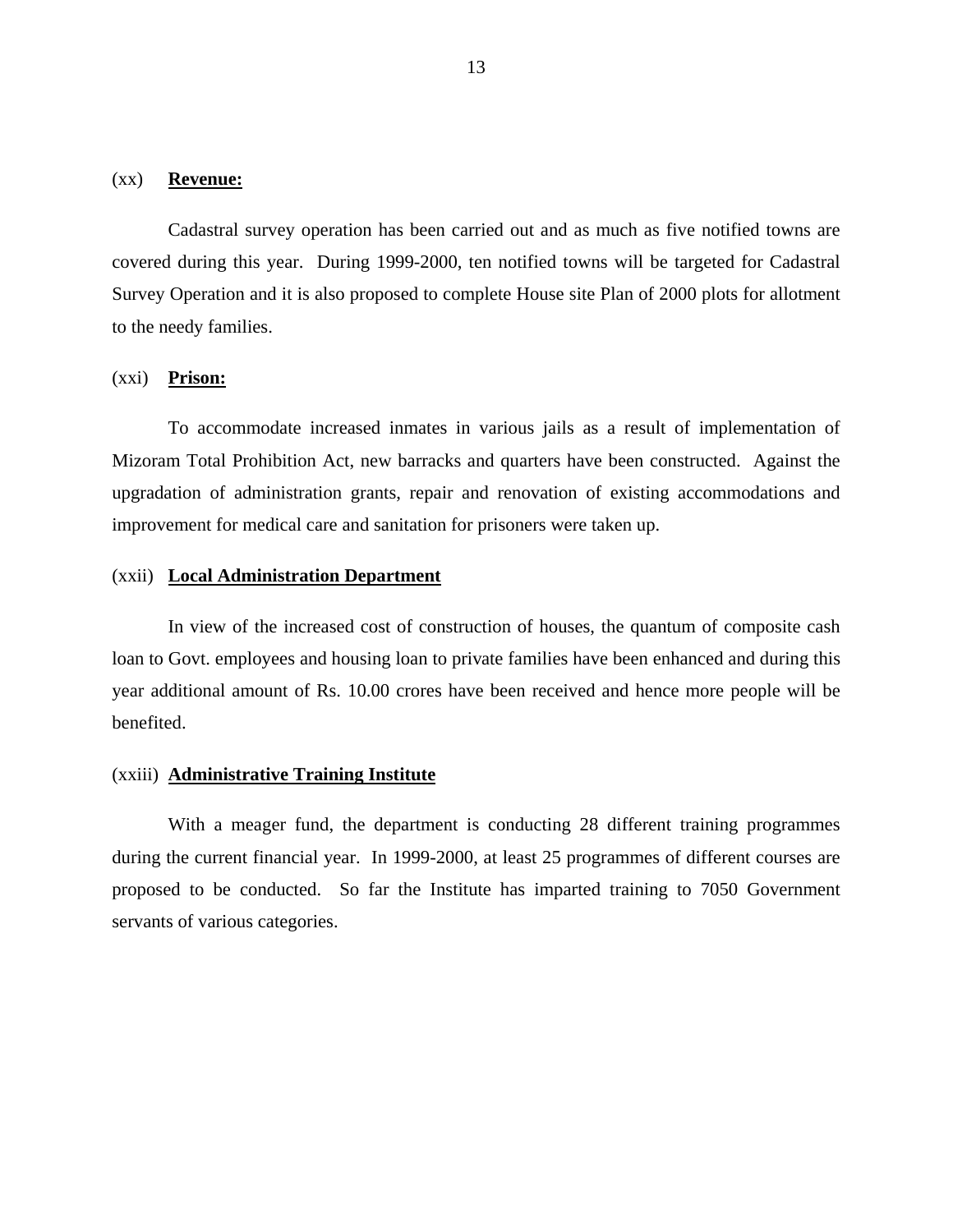(xx) **Revenue:**

Cadastral survey operation has been carried out and as much as five notified towns are covered during this year. During 1999-2000, ten notified towns will be targeted for Cadastral Survey Operation and it is also proposed to complete House site Plan of 2000 plots for allotment to the needy families.

(xxi) **Prison:**

To accommodate increased inmates in various jails as a result of implementation of Mizoram Total Prohibition Act, new barracks and quarters have been constructed. Against the upgradation of administration grants, repair and renovation of existing accommodations and improvement for medical care and sanitation for prisoners were taken up.

(xxii) **Local Administration Department**

In view of the increased cost of construction of houses, the quantum of composite cash loan to Govt. employees and housing loan to private families have been enhanced and during this year additional amount of Rs. 10.00 crores have been received and hence more people will be benefited.

(xxiii) **Administrative Training Institute**

With a meager fund, the department is conducting 28 different training programmes during the current financial year. In 1999-2000, at least 25 programmes of different courses are proposed to be conducted. So far the Institute has imparted training to 7050 Government servants of various categories.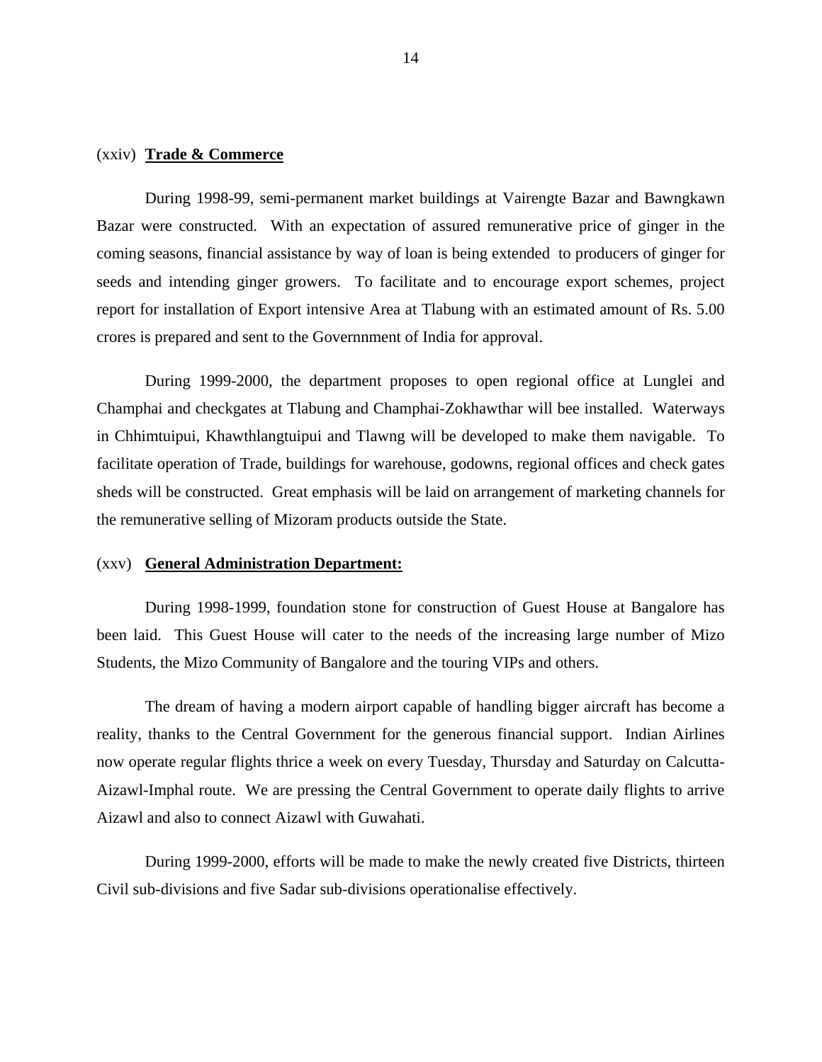(xxiv) **Trade & Commerce**

During 1998-99, semi-permanent market buildings at Vairengte Bazar and Bawngkawn Bazar were constructed. With an expectation of assured remunerative price of ginger in the coming seasons, financial assistance by way of loan is being extended to producers of ginger for seeds and intending ginger growers. To facilitate and to encourage export schemes, project report for installation of Export intensive Area at Tlabung with an estimated amount of Rs. 5.00 crores is prepared and sent to the Governnment of India for approval.

During 1999-2000, the department proposes to open regional office at Lunglei and Champhai and checkgates at Tlabung and Champhai-Zokhawthar will bee installed. Waterways in Chhimtuipui, Khawthlangtuipui and Tlawng will be developed to make them navigable. To facilitate operation of Trade, buildings for warehouse, godowns, regional offices and check gates sheds will be constructed. Great emphasis will be laid on arrangement of marketing channels for the remunerative selling of Mizoram products outside the State.

(xxv) **General Administration Department:**

During 1998-1999, foundation stone for construction of Guest House at Bangalore has been laid. This Guest House will cater to the needs of the increasing large number of Mizo Students, the Mizo Community of Bangalore and the touring VIPs and others.

The dream of having a modern airport capable of handling bigger aircraft has become a reality, thanks to the Central Government for the generous financial support. Indian Airlines now operate regular flights thrice a week on every Tuesday, Thursday and Saturday on Calcutta-Aizawl-Imphal route. We are pressing the Central Government to operate daily flights to arrive Aizawl and also to connect Aizawl with Guwahati.

During 1999-2000, efforts will be made to make the newly created five Districts, thirteen Civil sub-divisions and five Sadar sub-divisions operationalise effectively.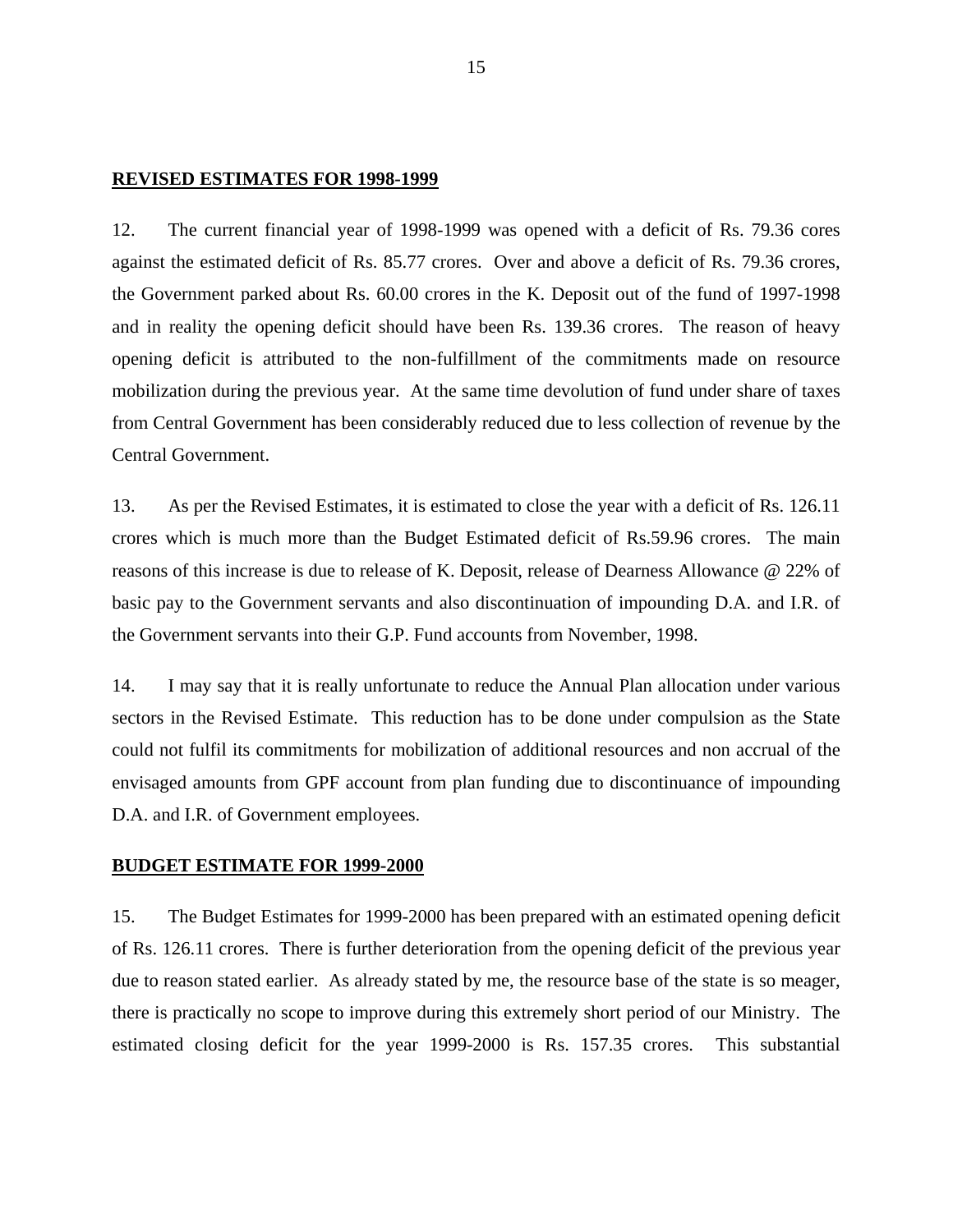**REVISED ESTIMATES FOR 1998-1999**

12. The current financial year of 1998-1999 was opened with a deficit of Rs. 79.36 cores against the estimated deficit of Rs. 85.77 crores. Over and above a deficit of Rs. 79.36 crores, the Government parked about Rs. 60.00 crores in the K. Deposit out of the fund of 1997-1998 and in reality the opening deficit should have been Rs. 139.36 crores. The reason of heavy opening deficit is attributed to the non-fulfillment of the commitments made on resource mobilization during the previous year. At the same time devolution of fund under share of taxes from Central Government has been considerably reduced due to less collection of revenue by the Central Government.

13. As per the Revised Estimates, it is estimated to close the year with a deficit of Rs. 126.11 crores which is much more than the Budget Estimated deficit of Rs.59.96 crores. The main reasons of this increase is due to release of K. Deposit, release of Dearness Allowance @ 22% of basic pay to the Government servants and also discontinuation of impounding D.A. and I.R. of the Government servants into their G.P. Fund accounts from November, 1998.

14. I may say that it is really unfortunate to reduce the Annual Plan allocation under various sectors in the Revised Estimate. This reduction has to be done under compulsion as the State could not fulfil its commitments for mobilization of additional resources and non accrual of the envisaged amounts from GPF account from plan funding due to discontinuance of impounding D.A. and I.R. of Government employees.

**BUDGET ESTIMATE FOR 1999-2000**

15. The Budget Estimates for 1999-2000 has been prepared with an estimated opening deficit of Rs. 126.11 crores. There is further deterioration from the opening deficit of the previous year due to reason stated earlier. As already stated by me, the resource base of the state is so meager, there is practically no scope to improve during this extremely short period of our Ministry. The estimated closing deficit for the year 1999-2000 is Rs. 157.35 crores. This substantial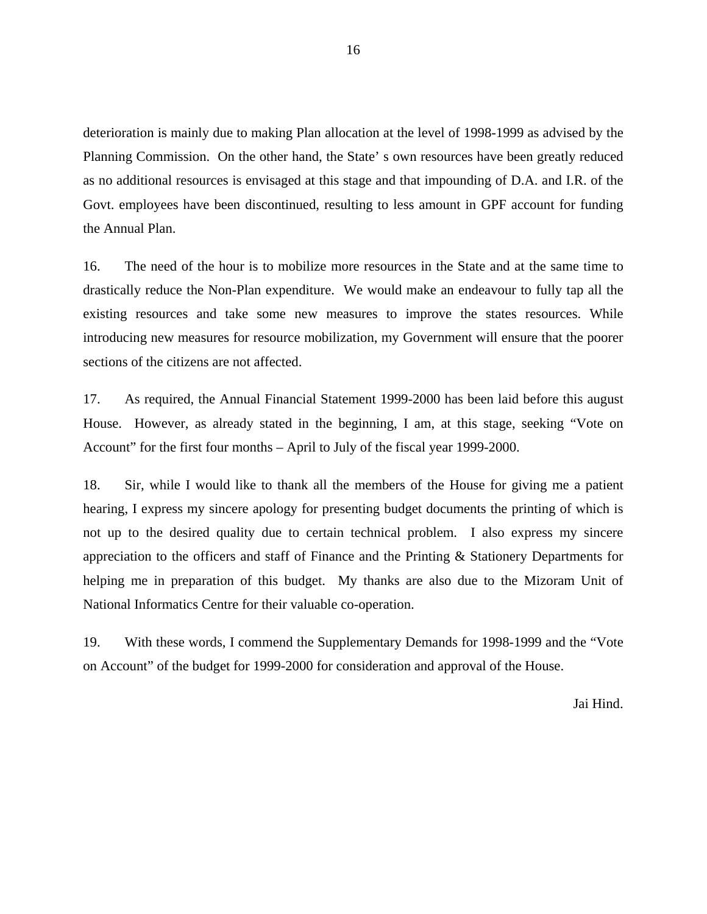deterioration is mainly due to making Plan allocation at the level of 1998-1999 as advised by the Planning Commission. On the other hand, the State' s own resources have been greatly reduced as no additional resources is envisaged at this stage and that impounding of D.A. and I.R. of the Govt. employees have been discontinued, resulting to less amount in GPF account for funding the Annual Plan.

16. The need of the hour is to mobilize more resources in the State and at the same time to drastically reduce the Non-Plan expenditure. We would make an endeavour to fully tap all the existing resources and take some new measures to improve the states resources. While introducing new measures for resource mobilization, my Government will ensure that the poorer sections of the citizens are not affected.

17. As required, the Annual Financial Statement 1999-2000 has been laid before this august House. However, as already stated in the beginning, I am, at this stage, seeking "Vote on Account" for the first four months – April to July of the fiscal year 1999-2000.

18. Sir, while I would like to thank all the members of the House for giving me a patient hearing, I express my sincere apology for presenting budget documents the printing of which is not up to the desired quality due to certain technical problem. I also express my sincere appreciation to the officers and staff of Finance and the Printing & Stationery Departments for helping me in preparation of this budget. My thanks are also due to the Mizoram Unit of National Informatics Centre for their valuable co-operation.

19. With these words, I commend the Supplementary Demands for 1998-1999 and the "Vote on Account" of the budget for 1999-2000 for consideration and approval of the House.

Jai Hind.